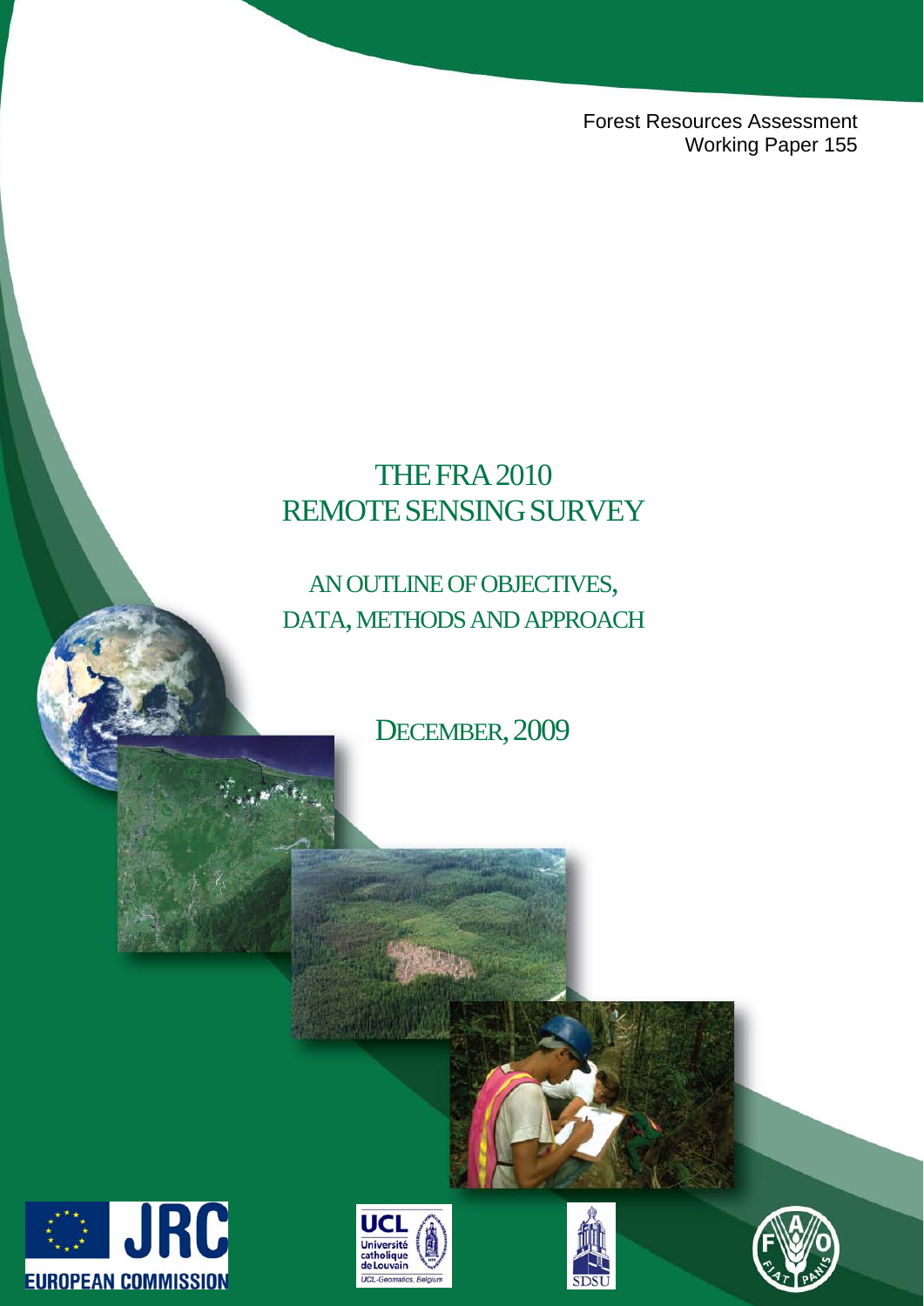Forest Resources Assessment
Working Paper 155

# THE FRA 2010 REMOTE SENSING SURVEY

## AN OUTLINE OF OBJECTIVES, DATA, METHODS AND APPROACH

DECEMBER, 2009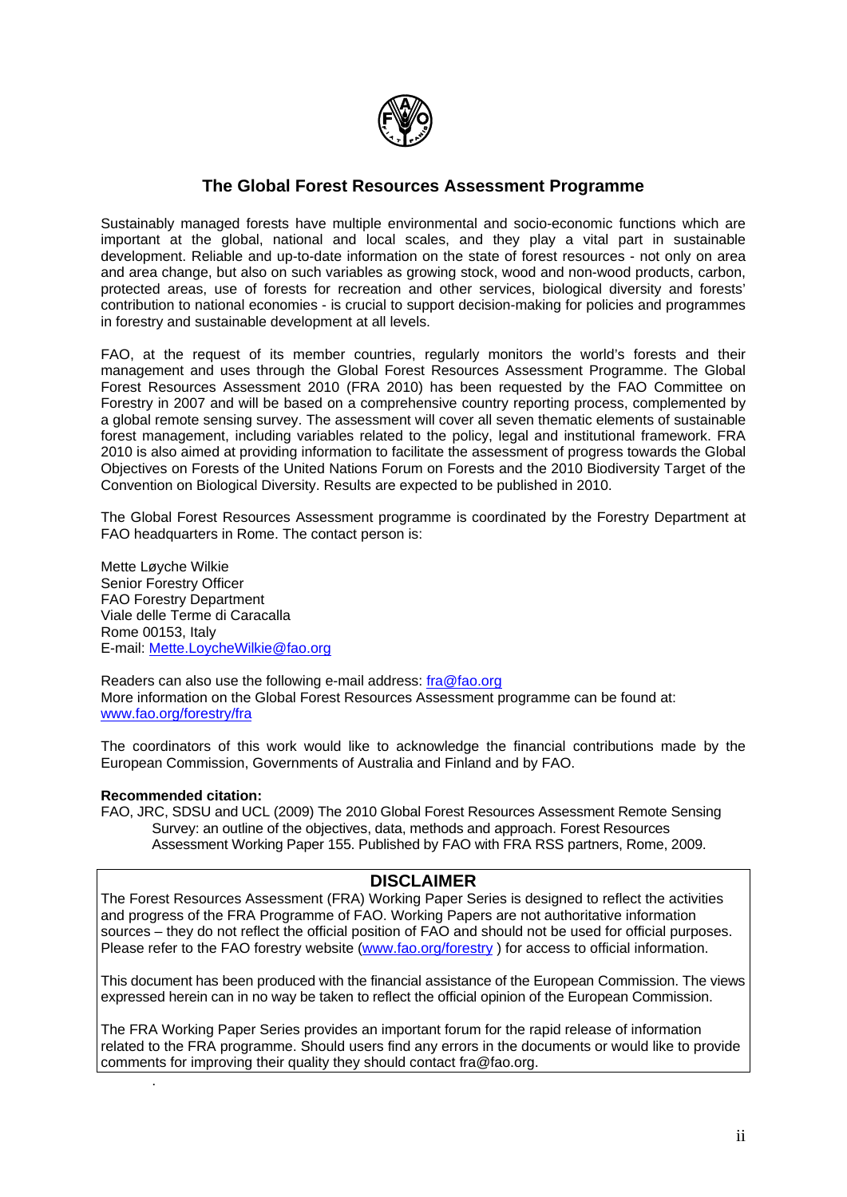## The Global Forest Resources Assessment Programme

Sustainably managed forests have multiple environmental and socio-economic functions which are important at the global, national and local scales, and they play a vital part in sustainable development. Reliable and up-to-date information on the state of forest resources - not only on area and area change, but also on such variables as growing stock, wood and non-wood products, carbon, protected areas, use of forests for recreation and other services, biological diversity and forests' contribution to national economies - is crucial to support decision-making for policies and programmes in forestry and sustainable development at all levels.

FAO, at the request of its member countries, regularly monitors the world's forests and their management and uses through the Global Forest Resources Assessment Programme. The Global Forest Resources Assessment 2010 (FRA 2010) has been requested by the FAO Committee on Forestry in 2007 and will be based on a comprehensive country reporting process, complemented by a global remote sensing survey. The assessment will cover all seven thematic elements of sustainable forest management, including variables related to the policy, legal and institutional framework. FRA 2010 is also aimed at providing information to facilitate the assessment of progress towards the Global Objectives on Forests of the United Nations Forum on Forests and the 2010 Biodiversity Target of the Convention on Biological Diversity. Results are expected to be published in 2010.

The Global Forest Resources Assessment programme is coordinated by the Forestry Department at FAO headquarters in Rome. The contact person is:

Mette Løyche Wilkie
Senior Forestry Officer
FAO Forestry Department
Viale delle Terme di Caracalla
Rome 00153, Italy
E-mail: Mette.LoycheWilkie@fao.org

Readers can also use the following e-mail address: fra@fao.org
More information on the Global Forest Resources Assessment programme can be found at: www.fao.org/forestry/fra

The coordinators of this work would like to acknowledge the financial contributions made by the European Commission, Governments of Australia and Finland and by FAO.

**Recommended citation:**
FAO, JRC, SDSU and UCL (2009) The 2010 Global Forest Resources Assessment Remote Sensing Survey: an outline of the objectives, data, methods and approach. Forest Resources Assessment Working Paper 155. Published by FAO with FRA RSS partners, Rome, 2009.

### DISCLAIMER

The Forest Resources Assessment (FRA) Working Paper Series is designed to reflect the activities and progress of the FRA Programme of FAO. Working Papers are not authoritative information sources – they do not reflect the official position of FAO and should not be used for official purposes. Please refer to the FAO forestry website (www.fao.org/forestry ) for access to official information.

This document has been produced with the financial assistance of the European Commission. The views expressed herein can in no way be taken to reflect the official opinion of the European Commission.

The FRA Working Paper Series provides an important forum for the rapid release of information related to the FRA programme. Should users find any errors in the documents or would like to provide comments for improving their quality they should contact fra@fao.org.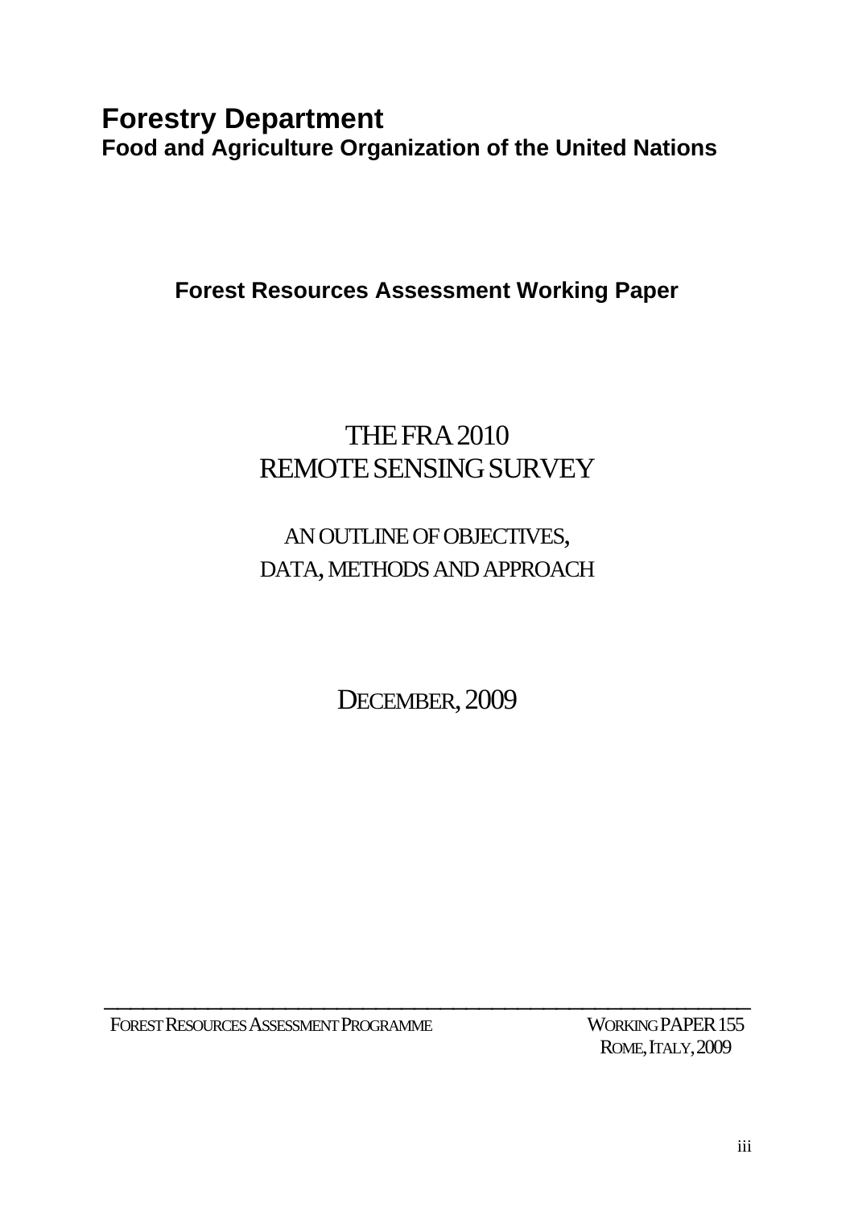# Forestry Department

**Food and Agriculture Organization of the United Nations**

**Forest Resources Assessment Working Paper**

## THE FRA 2010 REMOTE SENSING SURVEY

### AN OUTLINE OF OBJECTIVES, DATA, METHODS AND APPROACH

DECEMBER, 2009

---

FOREST RESOURCES ASSESSMENT PROGRAMME

WORKING PAPER 155
ROME, ITALY, 2009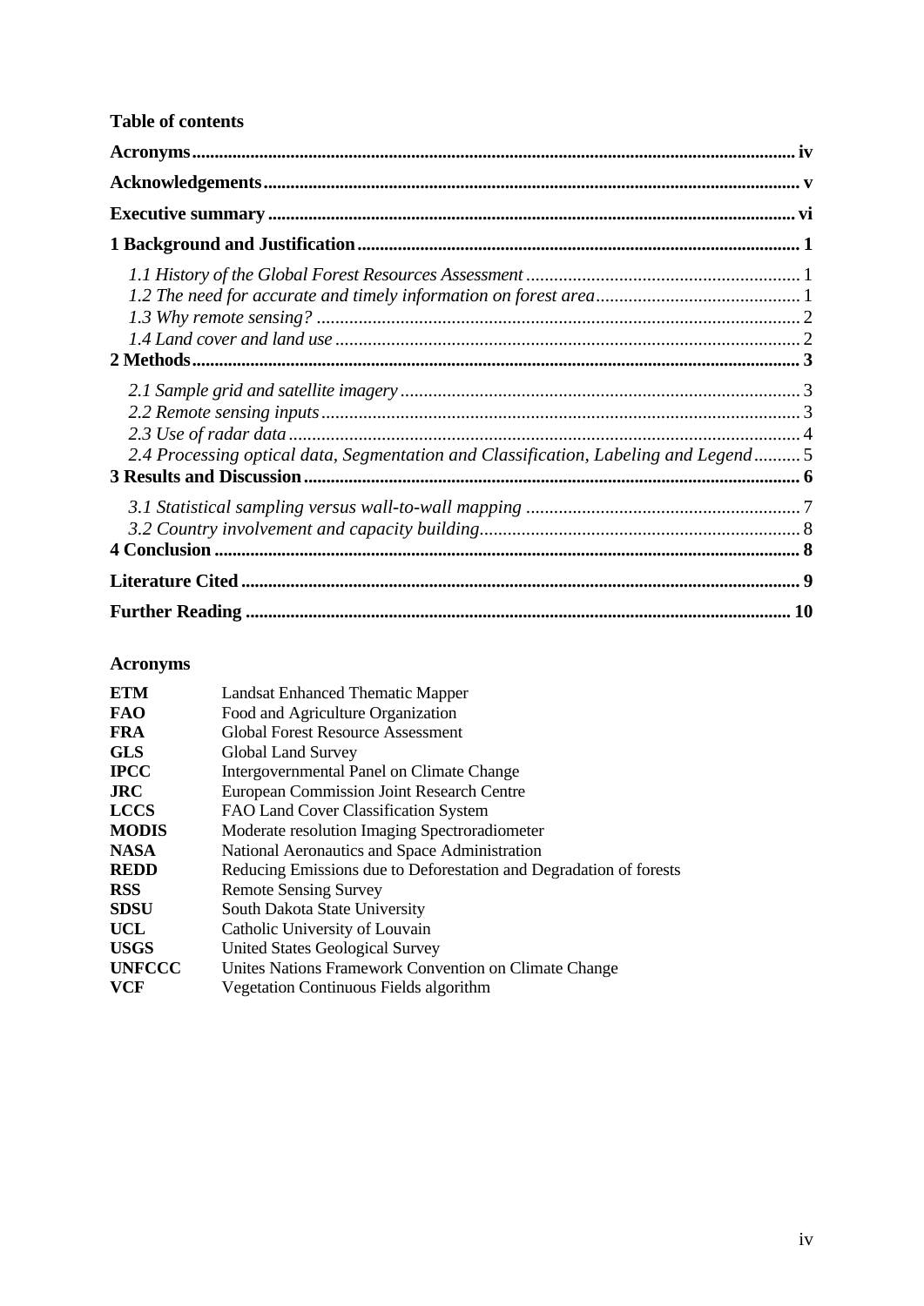**Table of contents**

**Acronyms** ..... iv

**Acknowledgements** ..... v

**Executive summary** ..... vi

**1 Background and Justification** ..... 1

*1.1 History of the Global Forest Resources Assessment* ..... 1
*1.2 The need for accurate and timely information on forest area* ..... 1
*1.3 Why remote sensing?* ..... 2
*1.4 Land cover and land use* ..... 2

**2 Methods** ..... 3

*2.1 Sample grid and satellite imagery* ..... 3
*2.2 Remote sensing inputs* ..... 3
*2.3 Use of radar data* ..... 4
*2.4 Processing optical data, Segmentation and Classification, Labeling and Legend* ..... 5

**3 Results and Discussion** ..... 6

*3.1 Statistical sampling versus wall-to-wall mapping* ..... 7
*3.2 Country involvement and capacity building* ..... 8

**4 Conclusion** ..... 8

**Literature Cited** ..... 9

**Further Reading** ..... 10

## Acronyms

| | |
|---|---|
| **ETM** | Landsat Enhanced Thematic Mapper |
| **FAO** | Food and Agriculture Organization |
| **FRA** | Global Forest Resource Assessment |
| **GLS** | Global Land Survey |
| **IPCC** | Intergovernmental Panel on Climate Change |
| **JRC** | European Commission Joint Research Centre |
| **LCCS** | FAO Land Cover Classification System |
| **MODIS** | Moderate resolution Imaging Spectroradiometer |
| **NASA** | National Aeronautics and Space Administration |
| **REDD** | Reducing Emissions due to Deforestation and Degradation of forests |
| **RSS** | Remote Sensing Survey |
| **SDSU** | South Dakota State University |
| **UCL** | Catholic University of Louvain |
| **USGS** | United States Geological Survey |
| **UNFCCC** | Unites Nations Framework Convention on Climate Change |
| **VCF** | Vegetation Continuous Fields algorithm |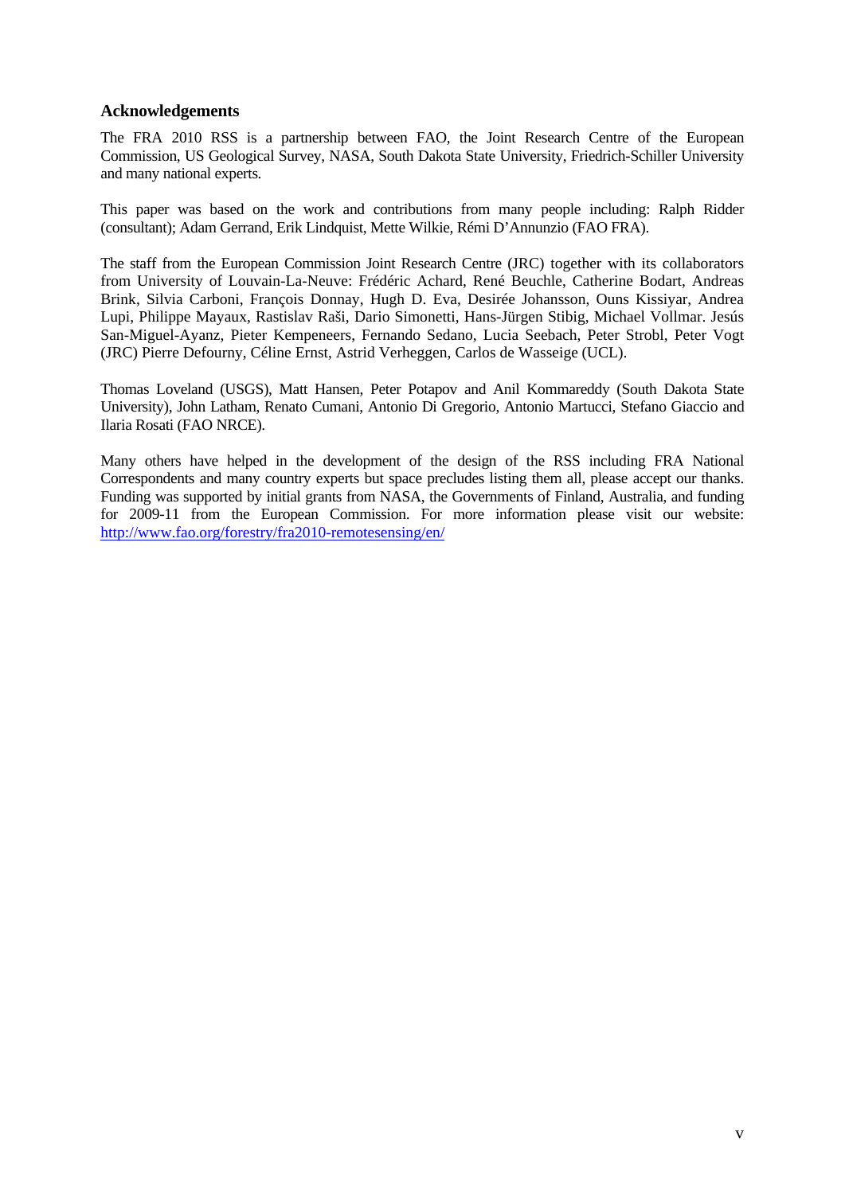## Acknowledgements

The FRA 2010 RSS is a partnership between FAO, the Joint Research Centre of the European Commission, US Geological Survey, NASA, South Dakota State University, Friedrich-Schiller University and many national experts.

This paper was based on the work and contributions from many people including: Ralph Ridder (consultant); Adam Gerrand, Erik Lindquist, Mette Wilkie, Rémi D'Annunzio (FAO FRA).

The staff from the European Commission Joint Research Centre (JRC) together with its collaborators from University of Louvain-La-Neuve: Frédéric Achard, René Beuchle, Catherine Bodart, Andreas Brink, Silvia Carboni, François Donnay, Hugh D. Eva, Desirée Johansson, Ouns Kissiyar, Andrea Lupi, Philippe Mayaux, Rastislav Raši, Dario Simonetti, Hans-Jürgen Stibig, Michael Vollmar. Jesús San-Miguel-Ayanz, Pieter Kempeneers, Fernando Sedano, Lucia Seebach, Peter Strobl, Peter Vogt (JRC) Pierre Defourny, Céline Ernst, Astrid Verheggen, Carlos de Wasseige (UCL).

Thomas Loveland (USGS), Matt Hansen, Peter Potapov and Anil Kommareddy (South Dakota State University), John Latham, Renato Cumani, Antonio Di Gregorio, Antonio Martucci, Stefano Giaccio and Ilaria Rosati (FAO NRCE).

Many others have helped in the development of the design of the RSS including FRA National Correspondents and many country experts but space precludes listing them all, please accept our thanks. Funding was supported by initial grants from NASA, the Governments of Finland, Australia, and funding for 2009-11 from the European Commission. For more information please visit our website: http://www.fao.org/forestry/fra2010-remotesensing/en/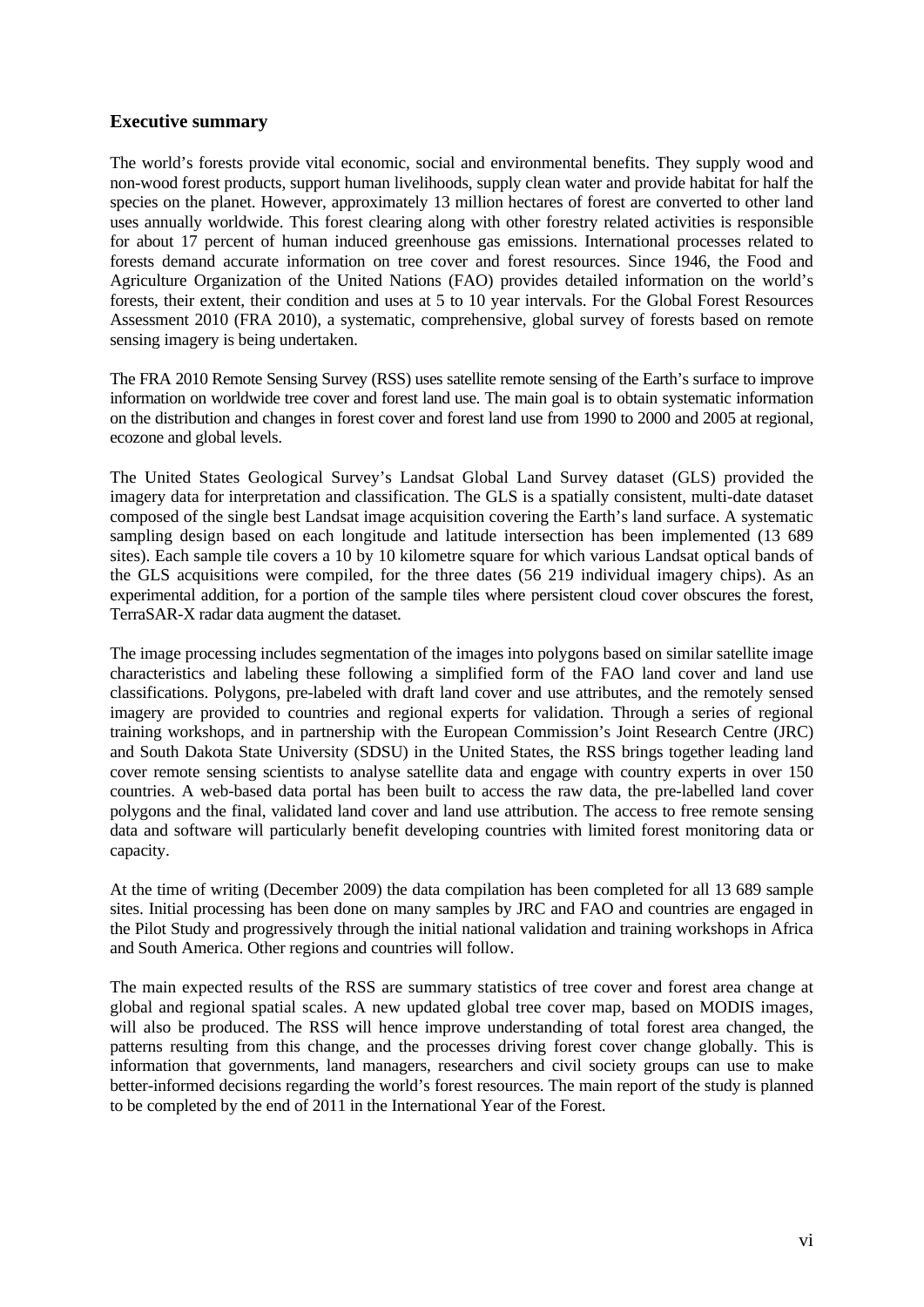## Executive summary

The world's forests provide vital economic, social and environmental benefits. They supply wood and non-wood forest products, support human livelihoods, supply clean water and provide habitat for half the species on the planet. However, approximately 13 million hectares of forest are converted to other land uses annually worldwide. This forest clearing along with other forestry related activities is responsible for about 17 percent of human induced greenhouse gas emissions. International processes related to forests demand accurate information on tree cover and forest resources. Since 1946, the Food and Agriculture Organization of the United Nations (FAO) provides detailed information on the world's forests, their extent, their condition and uses at 5 to 10 year intervals. For the Global Forest Resources Assessment 2010 (FRA 2010), a systematic, comprehensive, global survey of forests based on remote sensing imagery is being undertaken.

The FRA 2010 Remote Sensing Survey (RSS) uses satellite remote sensing of the Earth's surface to improve information on worldwide tree cover and forest land use. The main goal is to obtain systematic information on the distribution and changes in forest cover and forest land use from 1990 to 2000 and 2005 at regional, ecozone and global levels.

The United States Geological Survey's Landsat Global Land Survey dataset (GLS) provided the imagery data for interpretation and classification. The GLS is a spatially consistent, multi-date dataset composed of the single best Landsat image acquisition covering the Earth's land surface. A systematic sampling design based on each longitude and latitude intersection has been implemented (13 689 sites). Each sample tile covers a 10 by 10 kilometre square for which various Landsat optical bands of the GLS acquisitions were compiled, for the three dates (56 219 individual imagery chips). As an experimental addition, for a portion of the sample tiles where persistent cloud cover obscures the forest, TerraSAR-X radar data augment the dataset.

The image processing includes segmentation of the images into polygons based on similar satellite image characteristics and labeling these following a simplified form of the FAO land cover and land use classifications. Polygons, pre-labeled with draft land cover and use attributes, and the remotely sensed imagery are provided to countries and regional experts for validation. Through a series of regional training workshops, and in partnership with the European Commission's Joint Research Centre (JRC) and South Dakota State University (SDSU) in the United States, the RSS brings together leading land cover remote sensing scientists to analyse satellite data and engage with country experts in over 150 countries. A web-based data portal has been built to access the raw data, the pre-labelled land cover polygons and the final, validated land cover and land use attribution. The access to free remote sensing data and software will particularly benefit developing countries with limited forest monitoring data or capacity.

At the time of writing (December 2009) the data compilation has been completed for all 13 689 sample sites. Initial processing has been done on many samples by JRC and FAO and countries are engaged in the Pilot Study and progressively through the initial national validation and training workshops in Africa and South America. Other regions and countries will follow.

The main expected results of the RSS are summary statistics of tree cover and forest area change at global and regional spatial scales. A new updated global tree cover map, based on MODIS images, will also be produced. The RSS will hence improve understanding of total forest area changed, the patterns resulting from this change, and the processes driving forest cover change globally. This is information that governments, land managers, researchers and civil society groups can use to make better-informed decisions regarding the world's forest resources. The main report of the study is planned to be completed by the end of 2011 in the International Year of the Forest.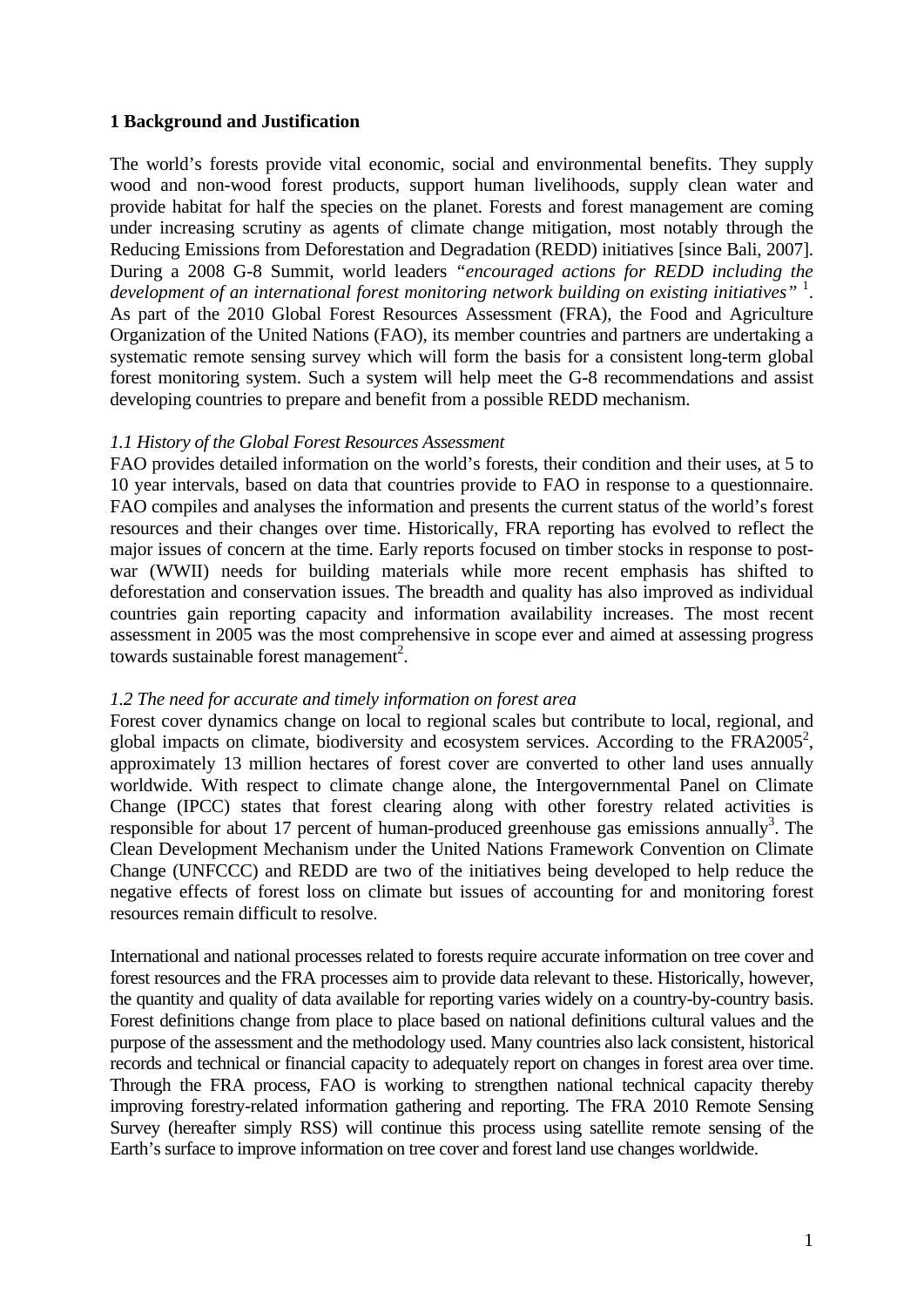# 1 Background and Justification

The world's forests provide vital economic, social and environmental benefits. They supply wood and non-wood forest products, support human livelihoods, supply clean water and provide habitat for half the species on the planet. Forests and forest management are coming under increasing scrutiny as agents of climate change mitigation, most notably through the Reducing Emissions from Deforestation and Degradation (REDD) initiatives [since Bali, 2007]. During a 2008 G-8 Summit, world leaders *"encouraged actions for REDD including the development of an international forest monitoring network building on existing initiatives"* [1]. As part of the 2010 Global Forest Resources Assessment (FRA), the Food and Agriculture Organization of the United Nations (FAO), its member countries and partners are undertaking a systematic remote sensing survey which will form the basis for a consistent long-term global forest monitoring system. Such a system will help meet the G-8 recommendations and assist developing countries to prepare and benefit from a possible REDD mechanism.

*1.1 History of the Global Forest Resources Assessment*

FAO provides detailed information on the world's forests, their condition and their uses, at 5 to 10 year intervals, based on data that countries provide to FAO in response to a questionnaire. FAO compiles and analyses the information and presents the current status of the world's forest resources and their changes over time. Historically, FRA reporting has evolved to reflect the major issues of concern at the time. Early reports focused on timber stocks in response to post-war (WWII) needs for building materials while more recent emphasis has shifted to deforestation and conservation issues. The breadth and quality has also improved as individual countries gain reporting capacity and information availability increases. The most recent assessment in 2005 was the most comprehensive in scope ever and aimed at assessing progress towards sustainable forest management[2].

*1.2 The need for accurate and timely information on forest area*

Forest cover dynamics change on local to regional scales but contribute to local, regional, and global impacts on climate, biodiversity and ecosystem services. According to the FRA2005[2], approximately 13 million hectares of forest cover are converted to other land uses annually worldwide. With respect to climate change alone, the Intergovernmental Panel on Climate Change (IPCC) states that forest clearing along with other forestry related activities is responsible for about 17 percent of human-produced greenhouse gas emissions annually[3]. The Clean Development Mechanism under the United Nations Framework Convention on Climate Change (UNFCCC) and REDD are two of the initiatives being developed to help reduce the negative effects of forest loss on climate but issues of accounting for and monitoring forest resources remain difficult to resolve.

International and national processes related to forests require accurate information on tree cover and forest resources and the FRA processes aim to provide data relevant to these. Historically, however, the quantity and quality of data available for reporting varies widely on a country-by-country basis. Forest definitions change from place to place based on national definitions cultural values and the purpose of the assessment and the methodology used. Many countries also lack consistent, historical records and technical or financial capacity to adequately report on changes in forest area over time. Through the FRA process, FAO is working to strengthen national technical capacity thereby improving forestry-related information gathering and reporting. The FRA 2010 Remote Sensing Survey (hereafter simply RSS) will continue this process using satellite remote sensing of the Earth's surface to improve information on tree cover and forest land use changes worldwide.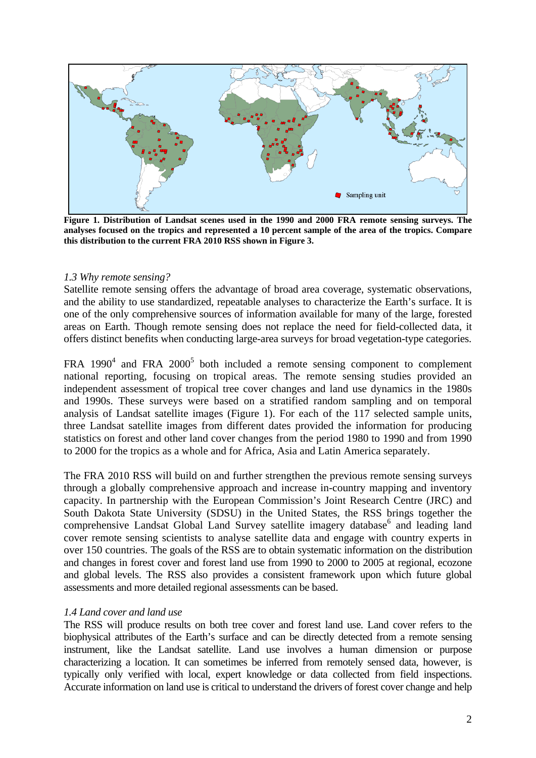**Figure 1. Distribution of Landsat scenes used in the 1990 and 2000 FRA remote sensing surveys. The analyses focused on the tropics and represented a 10 percent sample of the area of the tropics. Compare this distribution to the current FRA 2010 RSS shown in Figure 3.**

*1.3 Why remote sensing?*

Satellite remote sensing offers the advantage of broad area coverage, systematic observations, and the ability to use standardized, repeatable analyses to characterize the Earth's surface. It is one of the only comprehensive sources of information available for many of the large, forested areas on Earth. Though remote sensing does not replace the need for field-collected data, it offers distinct benefits when conducting large-area surveys for broad vegetation-type categories.

FRA 1990[4] and FRA 2000[5] both included a remote sensing component to complement national reporting, focusing on tropical areas. The remote sensing studies provided an independent assessment of tropical tree cover changes and land use dynamics in the 1980s and 1990s. These surveys were based on a stratified random sampling and on temporal analysis of Landsat satellite images (Figure 1). For each of the 117 selected sample units, three Landsat satellite images from different dates provided the information for producing statistics on forest and other land cover changes from the period 1980 to 1990 and from 1990 to 2000 for the tropics as a whole and for Africa, Asia and Latin America separately.

The FRA 2010 RSS will build on and further strengthen the previous remote sensing surveys through a globally comprehensive approach and increase in-country mapping and inventory capacity. In partnership with the European Commission's Joint Research Centre (JRC) and South Dakota State University (SDSU) in the United States, the RSS brings together the comprehensive Landsat Global Land Survey satellite imagery database[6] and leading land cover remote sensing scientists to analyse satellite data and engage with country experts in over 150 countries. The goals of the RSS are to obtain systematic information on the distribution and changes in forest cover and forest land use from 1990 to 2000 to 2005 at regional, ecozone and global levels. The RSS also provides a consistent framework upon which future global assessments and more detailed regional assessments can be based.

*1.4 Land cover and land use*

The RSS will produce results on both tree cover and forest land use. Land cover refers to the biophysical attributes of the Earth's surface and can be directly detected from a remote sensing instrument, like the Landsat satellite. Land use involves a human dimension or purpose characterizing a location. It can sometimes be inferred from remotely sensed data, however, is typically only verified with local, expert knowledge or data collected from field inspections. Accurate information on land use is critical to understand the drivers of forest cover change and help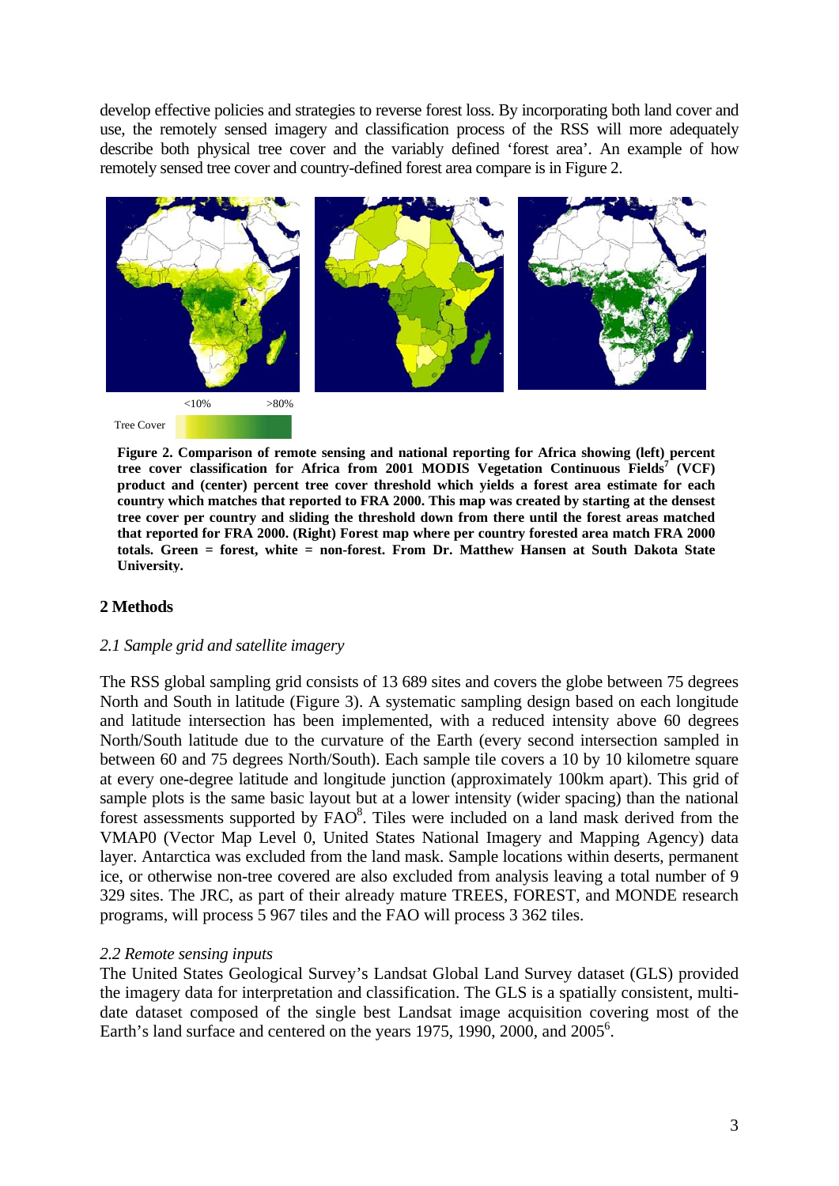develop effective policies and strategies to reverse forest loss. By incorporating both land cover and use, the remotely sensed imagery and classification process of the RSS will more adequately describe both physical tree cover and the variably defined 'forest area'. An example of how remotely sensed tree cover and country-defined forest area compare is in Figure 2.

Tree Cover <10% >80%

**Figure 2. Comparison of remote sensing and national reporting for Africa showing (left) percent tree cover classification for Africa from 2001 MODIS Vegetation Continuous Fields[7] (VCF) product and (center) percent tree cover threshold which yields a forest area estimate for each country which matches that reported to FRA 2000. This map was created by starting at the densest tree cover per country and sliding the threshold down from there until the forest areas matched that reported for FRA 2000. (Right) Forest map where per country forested area match FRA 2000 totals. Green = forest, white = non-forest. From Dr. Matthew Hansen at South Dakota State University.**

## 2 Methods

### *2.1 Sample grid and satellite imagery*

The RSS global sampling grid consists of 13 689 sites and covers the globe between 75 degrees North and South in latitude (Figure 3). A systematic sampling design based on each longitude and latitude intersection has been implemented, with a reduced intensity above 60 degrees North/South latitude due to the curvature of the Earth (every second intersection sampled in between 60 and 75 degrees North/South). Each sample tile covers a 10 by 10 kilometre square at every one-degree latitude and longitude junction (approximately 100km apart). This grid of sample plots is the same basic layout but at a lower intensity (wider spacing) than the national forest assessments supported by FAO[8]. Tiles were included on a land mask derived from the VMAP0 (Vector Map Level 0, United States National Imagery and Mapping Agency) data layer. Antarctica was excluded from the land mask. Sample locations within deserts, permanent ice, or otherwise non-tree covered are also excluded from analysis leaving a total number of 9 329 sites. The JRC, as part of their already mature TREES, FOREST, and MONDE research programs, will process 5 967 tiles and the FAO will process 3 362 tiles.

### *2.2 Remote sensing inputs*

The United States Geological Survey's Landsat Global Land Survey dataset (GLS) provided the imagery data for interpretation and classification. The GLS is a spatially consistent, multi-date dataset composed of the single best Landsat image acquisition covering most of the Earth's land surface and centered on the years 1975, 1990, 2000, and 2005[6].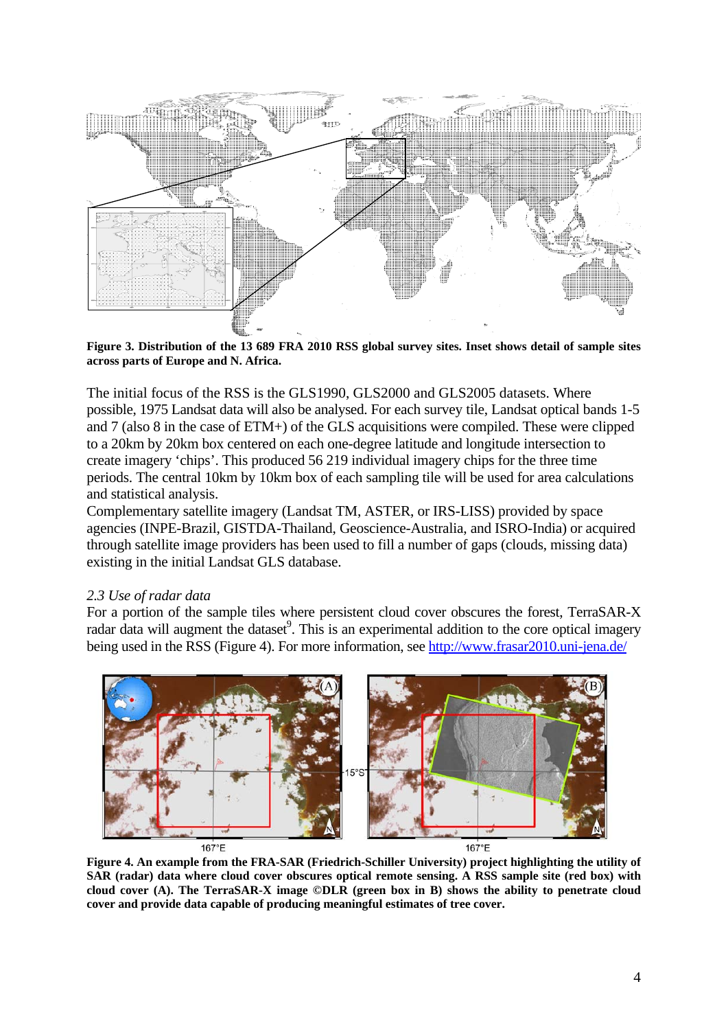**Figure 3. Distribution of the 13 689 FRA 2010 RSS global survey sites. Inset shows detail of sample sites across parts of Europe and N. Africa.**

The initial focus of the RSS is the GLS1990, GLS2000 and GLS2005 datasets. Where possible, 1975 Landsat data will also be analysed. For each survey tile, Landsat optical bands 1-5 and 7 (also 8 in the case of ETM+) of the GLS acquisitions were compiled. These were clipped to a 20km by 20km box centered on each one-degree latitude and longitude intersection to create imagery 'chips'. This produced 56 219 individual imagery chips for the three time periods. The central 10km by 10km box of each sampling tile will be used for area calculations and statistical analysis.

Complementary satellite imagery (Landsat TM, ASTER, or IRS-LISS) provided by space agencies (INPE-Brazil, GISTDA-Thailand, Geoscience-Australia, and ISRO-India) or acquired through satellite image providers has been used to fill a number of gaps (clouds, missing data) existing in the initial Landsat GLS database.

### *2.3 Use of radar data*

For a portion of the sample tiles where persistent cloud cover obscures the forest, TerraSAR-X radar data will augment the dataset[9]. This is an experimental addition to the core optical imagery being used in the RSS (Figure 4). For more information, see http://www.frasar2010.uni-jena.de/

**Figure 4. An example from the FRA-SAR (Friedrich-Schiller University) project highlighting the utility of SAR (radar) data where cloud cover obscures optical remote sensing. A RSS sample site (red box) with cloud cover (A). The TerraSAR-X image ©DLR (green box in B) shows the ability to penetrate cloud cover and provide data capable of producing meaningful estimates of tree cover.**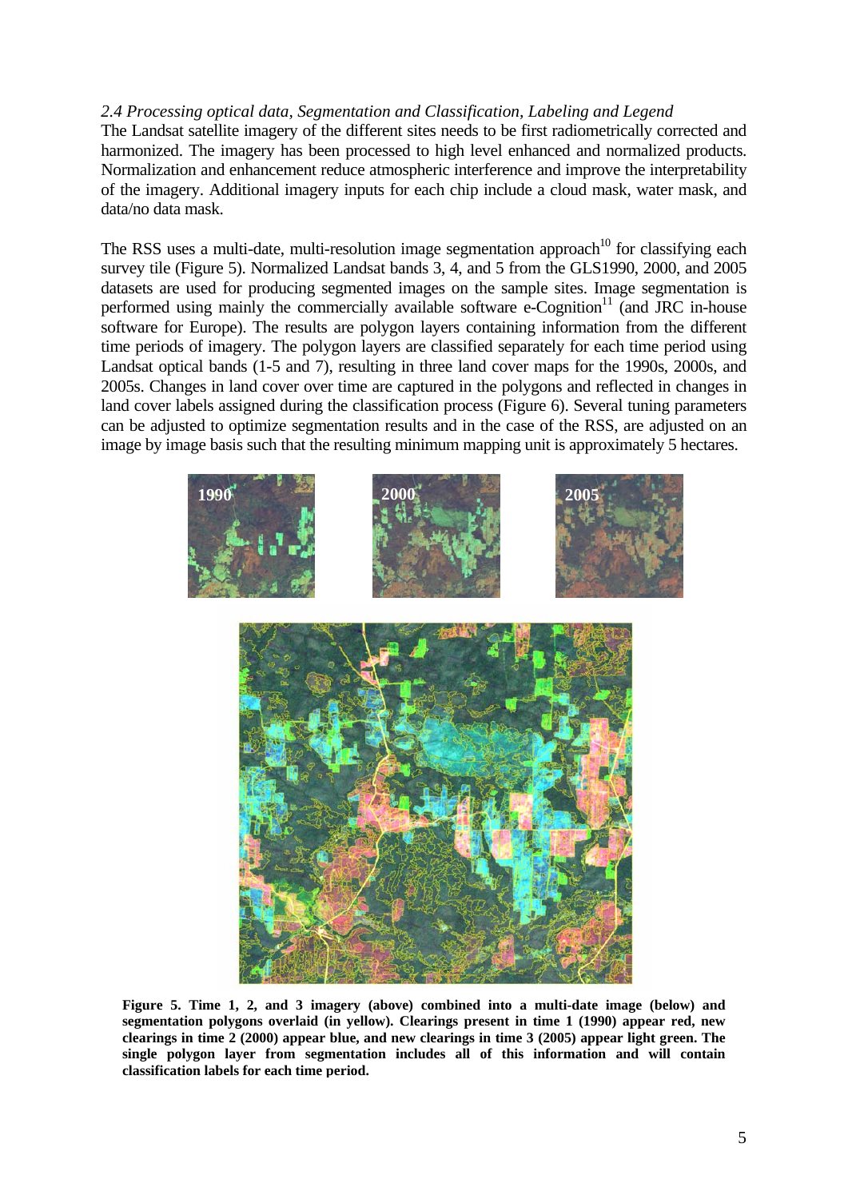*2.4 Processing optical data, Segmentation and Classification, Labeling and Legend*

The Landsat satellite imagery of the different sites needs to be first radiometrically corrected and harmonized. The imagery has been processed to high level enhanced and normalized products. Normalization and enhancement reduce atmospheric interference and improve the interpretability of the imagery. Additional imagery inputs for each chip include a cloud mask, water mask, and data/no data mask.

The RSS uses a multi-date, multi-resolution image segmentation approach[10] for classifying each survey tile (Figure 5). Normalized Landsat bands 3, 4, and 5 from the GLS1990, 2000, and 2005 datasets are used for producing segmented images on the sample sites. Image segmentation is performed using mainly the commercially available software e-Cognition[11] (and JRC in-house software for Europe). The results are polygon layers containing information from the different time periods of imagery. The polygon layers are classified separately for each time period using Landsat optical bands (1-5 and 7), resulting in three land cover maps for the 1990s, 2000s, and 2005s. Changes in land cover over time are captured in the polygons and reflected in changes in land cover labels assigned during the classification process (Figure 6). Several tuning parameters can be adjusted to optimize segmentation results and in the case of the RSS, are adjusted on an image by image basis such that the resulting minimum mapping unit is approximately 5 hectares.

**Figure 5. Time 1, 2, and 3 imagery (above) combined into a multi-date image (below) and segmentation polygons overlaid (in yellow). Clearings present in time 1 (1990) appear red, new clearings in time 2 (2000) appear blue, and new clearings in time 3 (2005) appear light green. The single polygon layer from segmentation includes all of this information and will contain classification labels for each time period.**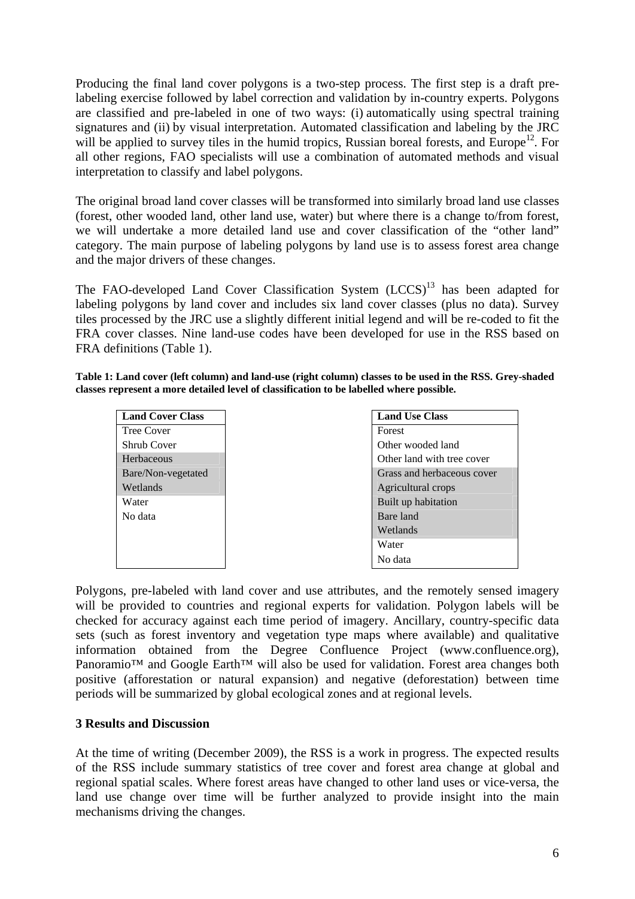Producing the final land cover polygons is a two-step process. The first step is a draft pre-labeling exercise followed by label correction and validation by in-country experts. Polygons are classified and pre-labeled in one of two ways: (i) automatically using spectral training signatures and (ii) by visual interpretation. Automated classification and labeling by the JRC will be applied to survey tiles in the humid tropics, Russian boreal forests, and Europe[12]. For all other regions, FAO specialists will use a combination of automated methods and visual interpretation to classify and label polygons.

The original broad land cover classes will be transformed into similarly broad land use classes (forest, other wooded land, other land use, water) but where there is a change to/from forest, we will undertake a more detailed land use and cover classification of the "other land" category. The main purpose of labeling polygons by land use is to assess forest area change and the major drivers of these changes.

The FAO-developed Land Cover Classification System (LCCS)[13] has been adapted for labeling polygons by land cover and includes six land cover classes (plus no data). Survey tiles processed by the JRC use a slightly different initial legend and will be re-coded to fit the FRA cover classes. Nine land-use codes have been developed for use in the RSS based on FRA definitions (Table 1).

**Table 1: Land cover (left column) and land-use (right column) classes to be used in the RSS. Grey-shaded classes represent a more detailed level of classification to be labelled where possible.**

| Land Cover Class |
|---|
| Tree Cover |
| Shrub Cover |
| Herbaceous |
| Bare/Non-vegetated |
| Wetlands |
| Water |
| No data |

| Land Use Class |
|---|
| Forest |
| Other wooded land |
| Other land with tree cover |
| Grass and herbaceous cover |
| Agricultural crops |
| Built up habitation |
| Bare land |
| Wetlands |
| Water |
| No data |

Polygons, pre-labeled with land cover and use attributes, and the remotely sensed imagery will be provided to countries and regional experts for validation. Polygon labels will be checked for accuracy against each time period of imagery. Ancillary, country-specific data sets (such as forest inventory and vegetation type maps where available) and qualitative information obtained from the Degree Confluence Project (www.confluence.org), Panoramio™ and Google Earth™ will also be used for validation. Forest area changes both positive (afforestation or natural expansion) and negative (deforestation) between time periods will be summarized by global ecological zones and at regional levels.

## 3 Results and Discussion

At the time of writing (December 2009), the RSS is a work in progress. The expected results of the RSS include summary statistics of tree cover and forest area change at global and regional spatial scales. Where forest areas have changed to other land uses or vice-versa, the land use change over time will be further analyzed to provide insight into the main mechanisms driving the changes.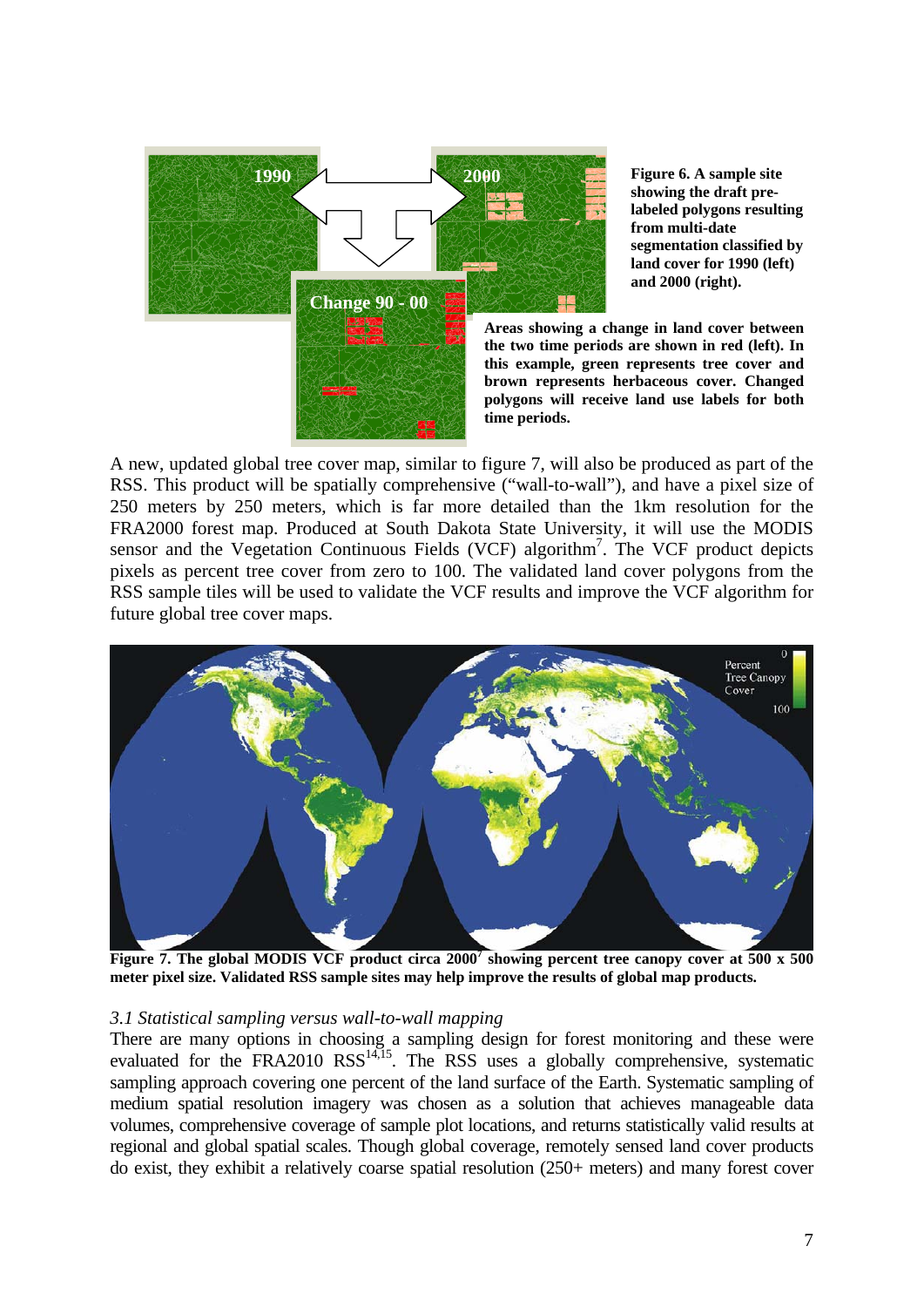**Figure 6. A sample site showing the draft pre-labeled polygons resulting from multi-date segmentation classified by land cover for 1990 (left) and 2000 (right).**

**Areas showing a change in land cover between the two time periods are shown in red (left). In this example, green represents tree cover and brown represents herbaceous cover. Changed polygons will receive land use labels for both time periods.**

A new, updated global tree cover map, similar to figure 7, will also be produced as part of the RSS. This product will be spatially comprehensive ("wall-to-wall"), and have a pixel size of 250 meters by 250 meters, which is far more detailed than the 1km resolution for the FRA2000 forest map. Produced at South Dakota State University, it will use the MODIS sensor and the Vegetation Continuous Fields (VCF) algorithm[7]. The VCF product depicts pixels as percent tree cover from zero to 100. The validated land cover polygons from the RSS sample tiles will be used to validate the VCF results and improve the VCF algorithm for future global tree cover maps.

**Figure 7. The global MODIS VCF product circa 2000[7] showing percent tree canopy cover at 500 x 500 meter pixel size. Validated RSS sample sites may help improve the results of global map products.**

*3.1 Statistical sampling versus wall-to-wall mapping*

There are many options in choosing a sampling design for forest monitoring and these were evaluated for the FRA2010 RSS[14,15]. The RSS uses a globally comprehensive, systematic sampling approach covering one percent of the land surface of the Earth. Systematic sampling of medium spatial resolution imagery was chosen as a solution that achieves manageable data volumes, comprehensive coverage of sample plot locations, and returns statistically valid results at regional and global spatial scales. Though global coverage, remotely sensed land cover products do exist, they exhibit a relatively coarse spatial resolution (250+ meters) and many forest cover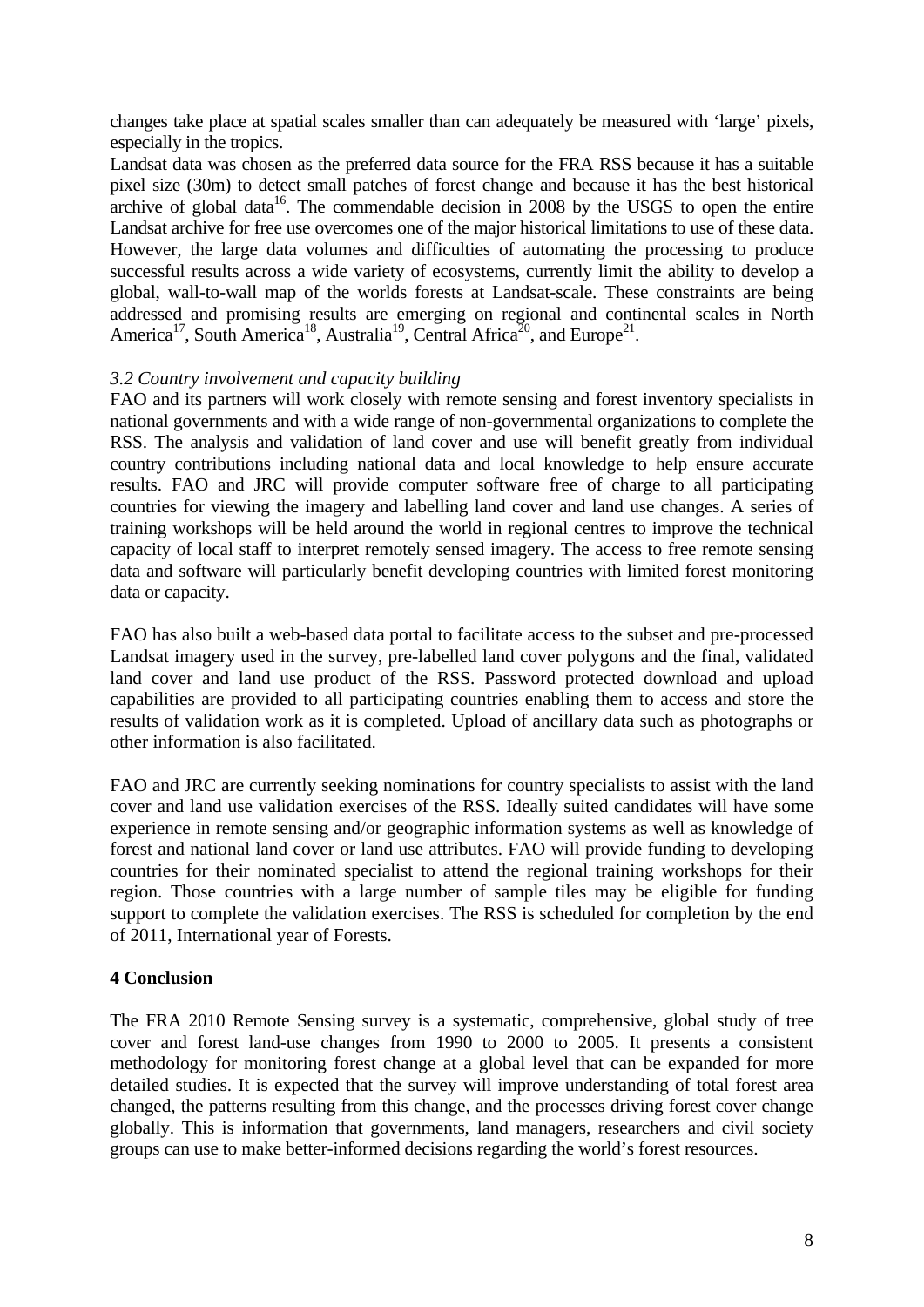changes take place at spatial scales smaller than can adequately be measured with 'large' pixels, especially in the tropics.

Landsat data was chosen as the preferred data source for the FRA RSS because it has a suitable pixel size (30m) to detect small patches of forest change and because it has the best historical archive of global data[16]. The commendable decision in 2008 by the USGS to open the entire Landsat archive for free use overcomes one of the major historical limitations to use of these data. However, the large data volumes and difficulties of automating the processing to produce successful results across a wide variety of ecosystems, currently limit the ability to develop a global, wall-to-wall map of the worlds forests at Landsat-scale. These constraints are being addressed and promising results are emerging on regional and continental scales in North America[17], South America[18], Australia[19], Central Africa[20], and Europe[21].

### *3.2 Country involvement and capacity building*

FAO and its partners will work closely with remote sensing and forest inventory specialists in national governments and with a wide range of non-governmental organizations to complete the RSS. The analysis and validation of land cover and use will benefit greatly from individual country contributions including national data and local knowledge to help ensure accurate results. FAO and JRC will provide computer software free of charge to all participating countries for viewing the imagery and labelling land cover and land use changes. A series of training workshops will be held around the world in regional centres to improve the technical capacity of local staff to interpret remotely sensed imagery. The access to free remote sensing data and software will particularly benefit developing countries with limited forest monitoring data or capacity.

FAO has also built a web-based data portal to facilitate access to the subset and pre-processed Landsat imagery used in the survey, pre-labelled land cover polygons and the final, validated land cover and land use product of the RSS. Password protected download and upload capabilities are provided to all participating countries enabling them to access and store the results of validation work as it is completed. Upload of ancillary data such as photographs or other information is also facilitated.

FAO and JRC are currently seeking nominations for country specialists to assist with the land cover and land use validation exercises of the RSS. Ideally suited candidates will have some experience in remote sensing and/or geographic information systems as well as knowledge of forest and national land cover or land use attributes. FAO will provide funding to developing countries for their nominated specialist to attend the regional training workshops for their region. Those countries with a large number of sample tiles may be eligible for funding support to complete the validation exercises. The RSS is scheduled for completion by the end of 2011, International year of Forests.

## 4 Conclusion

The FRA 2010 Remote Sensing survey is a systematic, comprehensive, global study of tree cover and forest land-use changes from 1990 to 2000 to 2005. It presents a consistent methodology for monitoring forest change at a global level that can be expanded for more detailed studies. It is expected that the survey will improve understanding of total forest area changed, the patterns resulting from this change, and the processes driving forest cover change globally. This is information that governments, land managers, researchers and civil society groups can use to make better-informed decisions regarding the world's forest resources.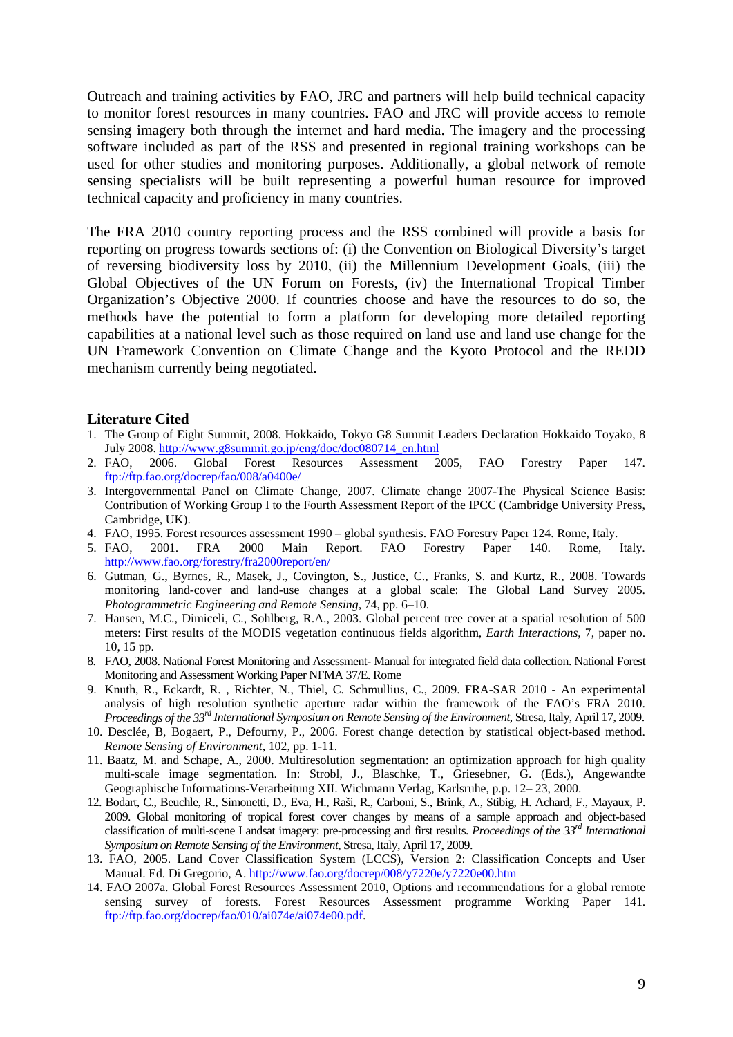Outreach and training activities by FAO, JRC and partners will help build technical capacity to monitor forest resources in many countries. FAO and JRC will provide access to remote sensing imagery both through the internet and hard media. The imagery and the processing software included as part of the RSS and presented in regional training workshops can be used for other studies and monitoring purposes. Additionally, a global network of remote sensing specialists will be built representing a powerful human resource for improved technical capacity and proficiency in many countries.

The FRA 2010 country reporting process and the RSS combined will provide a basis for reporting on progress towards sections of: (i) the Convention on Biological Diversity's target of reversing biodiversity loss by 2010, (ii) the Millennium Development Goals, (iii) the Global Objectives of the UN Forum on Forests, (iv) the International Tropical Timber Organization's Objective 2000. If countries choose and have the resources to do so, the methods have the potential to form a platform for developing more detailed reporting capabilities at a national level such as those required on land use and land use change for the UN Framework Convention on Climate Change and the Kyoto Protocol and the REDD mechanism currently being negotiated.

## Literature Cited

1. The Group of Eight Summit, 2008. Hokkaido, Tokyo G8 Summit Leaders Declaration Hokkaido Toyako, 8 July 2008. http://www.g8summit.go.jp/eng/doc/doc080714_en.html
2. FAO, 2006. Global Forest Resources Assessment 2005, FAO Forestry Paper 147. ftp://ftp.fao.org/docrep/fao/008/a0400e/
3. Intergovernmental Panel on Climate Change, 2007. Climate change 2007-The Physical Science Basis: Contribution of Working Group I to the Fourth Assessment Report of the IPCC (Cambridge University Press, Cambridge, UK).
4. FAO, 1995. Forest resources assessment 1990 – global synthesis. FAO Forestry Paper 124. Rome, Italy.
5. FAO, 2001. FRA 2000 Main Report. FAO Forestry Paper 140. Rome, Italy. http://www.fao.org/forestry/fra2000report/en/
6. Gutman, G., Byrnes, R., Masek, J., Covington, S., Justice, C., Franks, S. and Kurtz, R., 2008. Towards monitoring land-cover and land-use changes at a global scale: The Global Land Survey 2005. *Photogrammetric Engineering and Remote Sensing*, 74, pp. 6–10.
7. Hansen, M.C., Dimiceli, C., Sohlberg, R.A., 2003. Global percent tree cover at a spatial resolution of 500 meters: First results of the MODIS vegetation continuous fields algorithm, *Earth Interactions*, 7, paper no. 10, 15 pp.
8. FAO, 2008. National Forest Monitoring and Assessment- Manual for integrated field data collection. National Forest Monitoring and Assessment Working Paper NFMA 37/E. Rome
9. Knuth, R., Eckardt, R. , Richter, N., Thiel, C. Schmullius, C., 2009. FRA-SAR 2010 - An experimental analysis of high resolution synthetic aperture radar within the framework of the FAO's FRA 2010. *Proceedings of the 33rd International Symposium on Remote Sensing of the Environment*, Stresa, Italy, April 17, 2009.
10. Desclée, B, Bogaert, P., Defourny, P., 2006. Forest change detection by statistical object-based method. *Remote Sensing of Environment*, 102, pp. 1-11.
11. Baatz, M. and Schape, A., 2000. Multiresolution segmentation: an optimization approach for high quality multi-scale image segmentation. In: Strobl, J., Blaschke, T., Griesebner, G. (Eds.), Angewandte Geographische Informations-Verarbeitung XII. Wichmann Verlag, Karlsruhe, p.p. 12– 23, 2000.
12. Bodart, C., Beuchle, R., Simonetti, D., Eva, H., Raši, R., Carboni, S., Brink, A., Stibig, H. Achard, F., Mayaux, P. 2009. Global monitoring of tropical forest cover changes by means of a sample approach and object-based classification of multi-scene Landsat imagery: pre-processing and first results. *Proceedings of the 33rd International Symposium on Remote Sensing of the Environment*, Stresa, Italy, April 17, 2009.
13. FAO, 2005. Land Cover Classification System (LCCS), Version 2: Classification Concepts and User Manual. Ed. Di Gregorio, A. http://www.fao.org/docrep/008/y7220e/y7220e00.htm
14. FAO 2007a. Global Forest Resources Assessment 2010, Options and recommendations for a global remote sensing survey of forests. Forest Resources Assessment programme Working Paper 141. ftp://ftp.fao.org/docrep/fao/010/ai074e/ai074e00.pdf.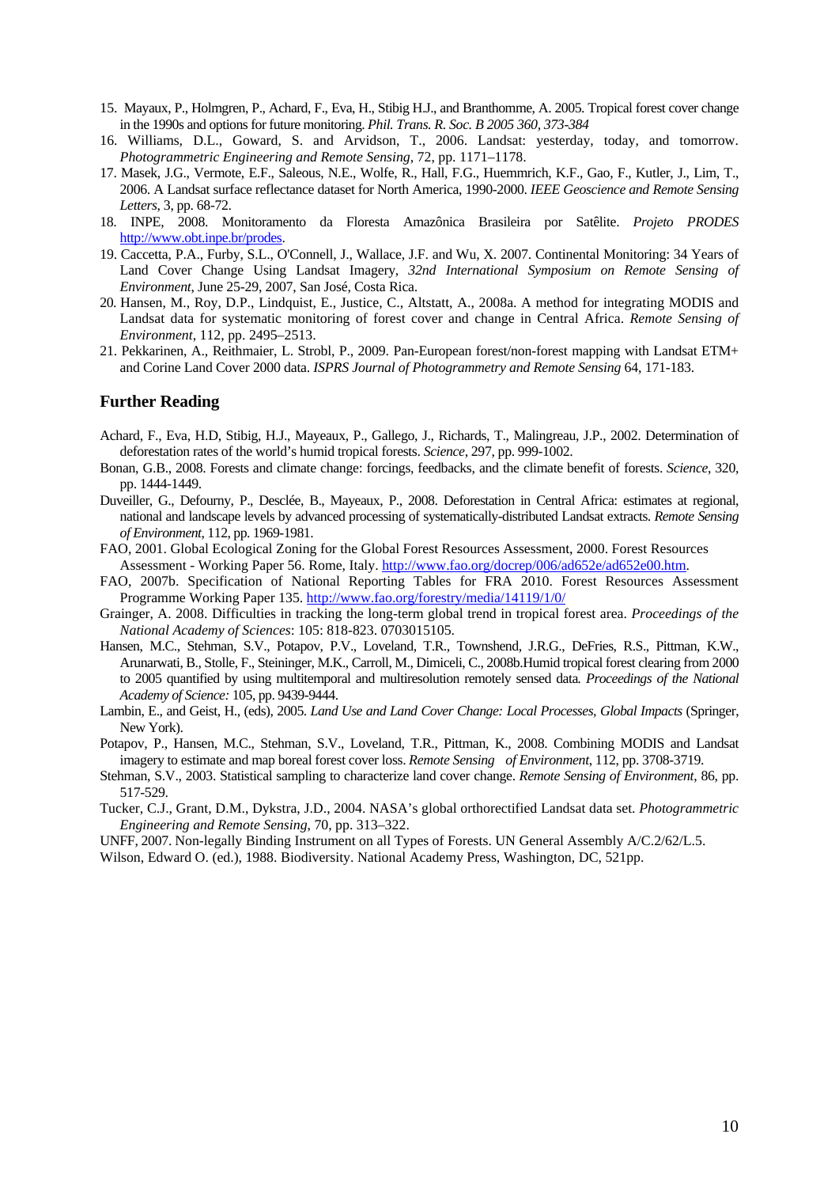15. Mayaux, P., Holmgren, P., Achard, F., Eva, H., Stibig H.J., and Branthomme, A. 2005. Tropical forest cover change in the 1990s and options for future monitoring. *Phil. Trans. R. Soc. B 2005 360, 373-384*
16. Williams, D.L., Goward, S. and Arvidson, T., 2006. Landsat: yesterday, today, and tomorrow. *Photogrammetric Engineering and Remote Sensing*, 72, pp. 1171–1178.
17. Masek, J.G., Vermote, E.F., Saleous, N.E., Wolfe, R., Hall, F.G., Huemmrich, K.F., Gao, F., Kutler, J., Lim, T., 2006. A Landsat surface reflectance dataset for North America, 1990-2000. *IEEE Geoscience and Remote Sensing Letters*, 3, pp. 68-72.
18. INPE, 2008. Monitoramento da Floresta Amazônica Brasileira por Satêlite. *Projeto PRODES* http://www.obt.inpe.br/prodes.
19. Caccetta, P.A., Furby, S.L., O'Connell, J., Wallace, J.F. and Wu, X. 2007. Continental Monitoring: 34 Years of Land Cover Change Using Landsat Imagery, *32nd International Symposium on Remote Sensing of Environment*, June 25-29, 2007, San José, Costa Rica.
20. Hansen, M., Roy, D.P., Lindquist, E., Justice, C., Altstatt, A., 2008a. A method for integrating MODIS and Landsat data for systematic monitoring of forest cover and change in Central Africa. *Remote Sensing of Environment*, 112, pp. 2495–2513.
21. Pekkarinen, A., Reithmaier, L. Strobl, P., 2009. Pan-European forest/non-forest mapping with Landsat ETM+ and Corine Land Cover 2000 data. *ISPRS Journal of Photogrammetry and Remote Sensing* 64, 171-183.

## Further Reading

Achard, F., Eva, H.D, Stibig, H.J., Mayeaux, P., Gallego, J., Richards, T., Malingreau, J.P., 2002. Determination of deforestation rates of the world's humid tropical forests. *Science*, 297, pp. 999-1002.

Bonan, G.B., 2008. Forests and climate change: forcings, feedbacks, and the climate benefit of forests. *Science*, 320, pp. 1444-1449.

Duveiller, G., Defourny, P., Desclée, B., Mayeaux, P., 2008. Deforestation in Central Africa: estimates at regional, national and landscape levels by advanced processing of systematically-distributed Landsat extracts. *Remote Sensing of Environment*, 112, pp. 1969-1981.

FAO, 2001. Global Ecological Zoning for the Global Forest Resources Assessment, 2000. Forest Resources Assessment - Working Paper 56. Rome, Italy. http://www.fao.org/docrep/006/ad652e/ad652e00.htm.

FAO, 2007b. Specification of National Reporting Tables for FRA 2010. Forest Resources Assessment Programme Working Paper 135. http://www.fao.org/forestry/media/14119/1/0/

Grainger, A. 2008. Difficulties in tracking the long-term global trend in tropical forest area. *Proceedings of the National Academy of Sciences*: 105: 818-823. 0703015105.

Hansen, M.C., Stehman, S.V., Potapov, P.V., Loveland, T.R., Townshend, J.R.G., DeFries, R.S., Pittman, K.W., Arunarwati, B., Stolle, F., Steininger, M.K., Carroll, M., Dimiceli, C., 2008b.Humid tropical forest clearing from 2000 to 2005 quantified by using multitemporal and multiresolution remotely sensed data. *Proceedings of the National Academy of Science:* 105, pp. 9439-9444.

Lambin, E., and Geist, H., (eds), 2005. *Land Use and Land Cover Change: Local Processes, Global Impacts* (Springer, New York).

Potapov, P., Hansen, M.C., Stehman, S.V., Loveland, T.R., Pittman, K., 2008. Combining MODIS and Landsat imagery to estimate and map boreal forest cover loss. *Remote Sensing of Environment*, 112, pp. 3708-3719.

Stehman, S.V., 2003. Statistical sampling to characterize land cover change. *Remote Sensing of Environment*, 86, pp. 517-529.

Tucker, C.J., Grant, D.M., Dykstra, J.D., 2004. NASA's global orthorectified Landsat data set. *Photogrammetric Engineering and Remote Sensing*, 70, pp. 313–322.

UNFF, 2007. Non-legally Binding Instrument on all Types of Forests. UN General Assembly A/C.2/62/L.5.

Wilson, Edward O. (ed.), 1988. Biodiversity. National Academy Press, Washington, DC, 521pp.